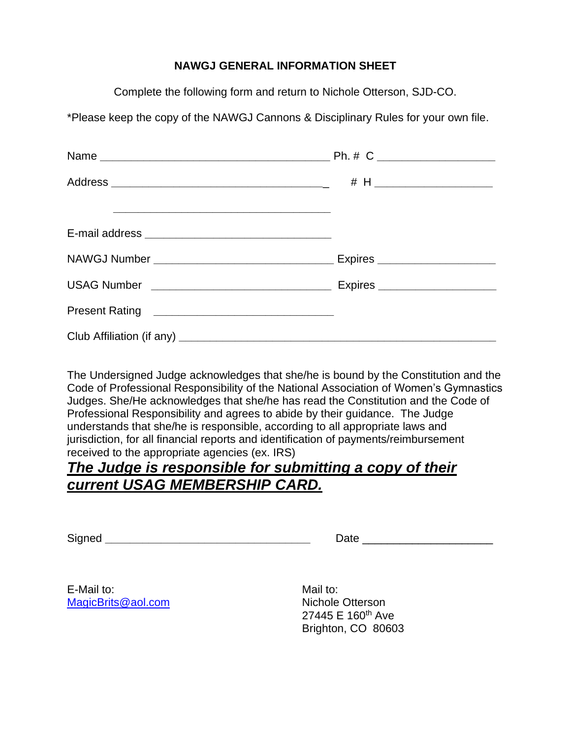## NAWGJ GENERAL INFORMATION SHEET

Complete the following form and return to Nichole Otterson, SJD-CO.

*Please keep the copy of the NAWGJ Cannons & Disciplinary Rules for your own file.

Name ______________________________________ Ph. # C ___________________

Address ___________________________________ # H ___________________

___________________________________

E-mail address ______________________________

NAWGJ Number _____________________________ Expires ___________________

USAG Number ______________________________ Expires ___________________

Present Rating ______________________________

Club Affiliation (if any) ____________________________________________________

The Undersigned Judge acknowledges that she/he is bound by the Constitution and the Code of Professional Responsibility of the National Association of Women's Gymnastics Judges. She/He acknowledges that she/he has read the Constitution and the Code of Professional Responsibility and agrees to abide by their guidance. The Judge understands that she/he is responsible, according to all appropriate laws and jurisdiction, for all financial reports and identification of payments/reimbursement received to the appropriate agencies (ex. IRS)

***The Judge is responsible for submitting a copy of their current USAG MEMBERSHIP CARD.***

Signed _________________________________ Date ____________________

E-Mail to:
MagicBrits@aol.com

Mail to:
Nichole Otterson
27445 E 160th Ave
Brighton, CO 80603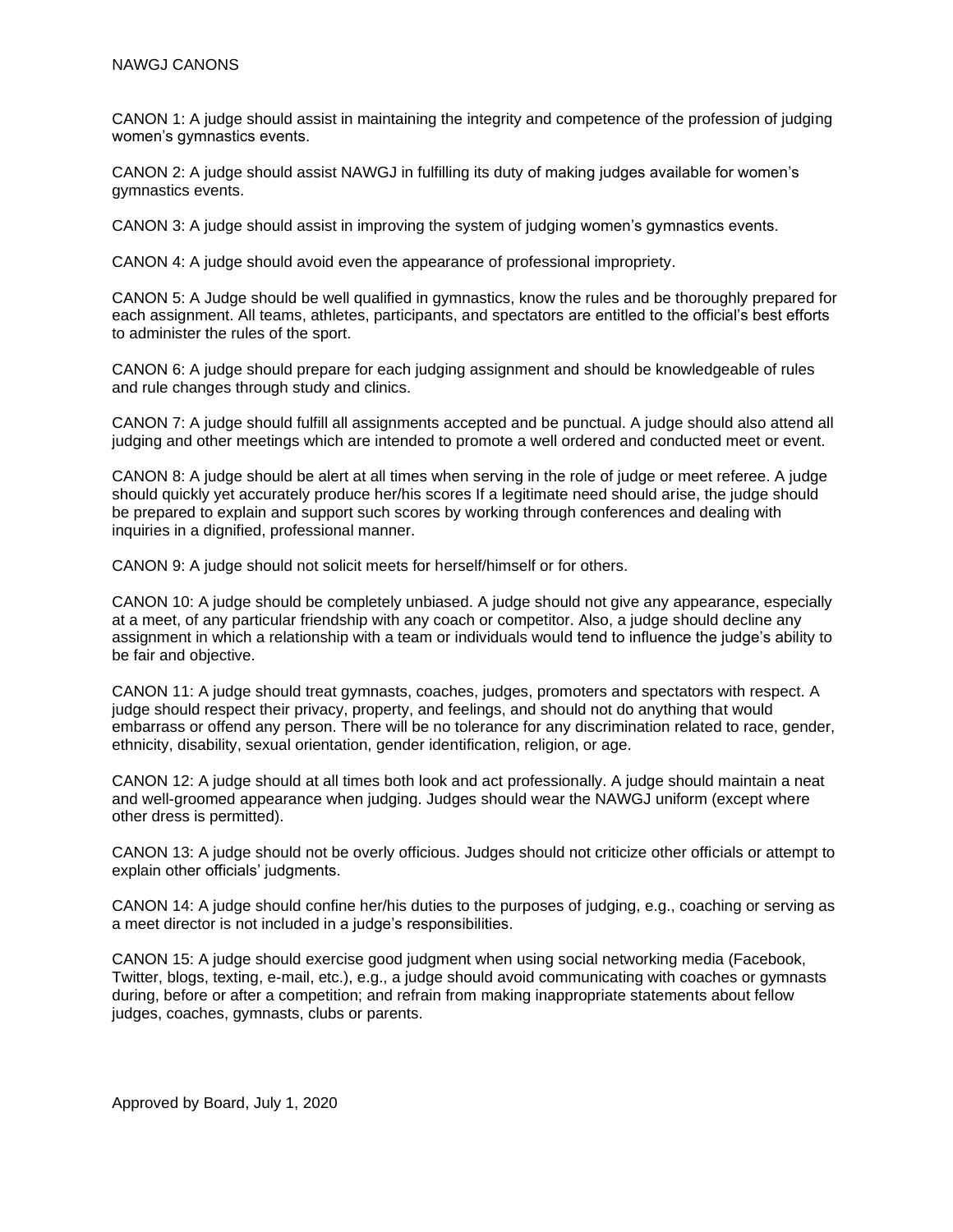# NAWGJ CANONS

CANON 1: A judge should assist in maintaining the integrity and competence of the profession of judging women's gymnastics events.

CANON 2: A judge should assist NAWGJ in fulfilling its duty of making judges available for women's gymnastics events.

CANON 3: A judge should assist in improving the system of judging women's gymnastics events.

CANON 4: A judge should avoid even the appearance of professional impropriety.

CANON 5: A Judge should be well qualified in gymnastics, know the rules and be thoroughly prepared for each assignment. All teams, athletes, participants, and spectators are entitled to the official's best efforts to administer the rules of the sport.

CANON 6: A judge should prepare for each judging assignment and should be knowledgeable of rules and rule changes through study and clinics.

CANON 7: A judge should fulfill all assignments accepted and be punctual. A judge should also attend all judging and other meetings which are intended to promote a well ordered and conducted meet or event.

CANON 8: A judge should be alert at all times when serving in the role of judge or meet referee. A judge should quickly yet accurately produce her/his scores If a legitimate need should arise, the judge should be prepared to explain and support such scores by working through conferences and dealing with inquiries in a dignified, professional manner.

CANON 9: A judge should not solicit meets for herself/himself or for others.

CANON 10: A judge should be completely unbiased. A judge should not give any appearance, especially at a meet, of any particular friendship with any coach or competitor. Also, a judge should decline any assignment in which a relationship with a team or individuals would tend to influence the judge's ability to be fair and objective.

CANON 11: A judge should treat gymnasts, coaches, judges, promoters and spectators with respect. A judge should respect their privacy, property, and feelings, and should not do anything that would embarrass or offend any person. There will be no tolerance for any discrimination related to race, gender, ethnicity, disability, sexual orientation, gender identification, religion, or age.

CANON 12: A judge should at all times both look and act professionally. A judge should maintain a neat and well-groomed appearance when judging. Judges should wear the NAWGJ uniform (except where other dress is permitted).

CANON 13: A judge should not be overly officious. Judges should not criticize other officials or attempt to explain other officials' judgments.

CANON 14: A judge should confine her/his duties to the purposes of judging, e.g., coaching or serving as a meet director is not included in a judge's responsibilities.

CANON 15: A judge should exercise good judgment when using social networking media (Facebook, Twitter, blogs, texting, e-mail, etc.), e.g., a judge should avoid communicating with coaches or gymnasts during, before or after a competition; and refrain from making inappropriate statements about fellow judges, coaches, gymnasts, clubs or parents.

Approved by Board, July 1, 2020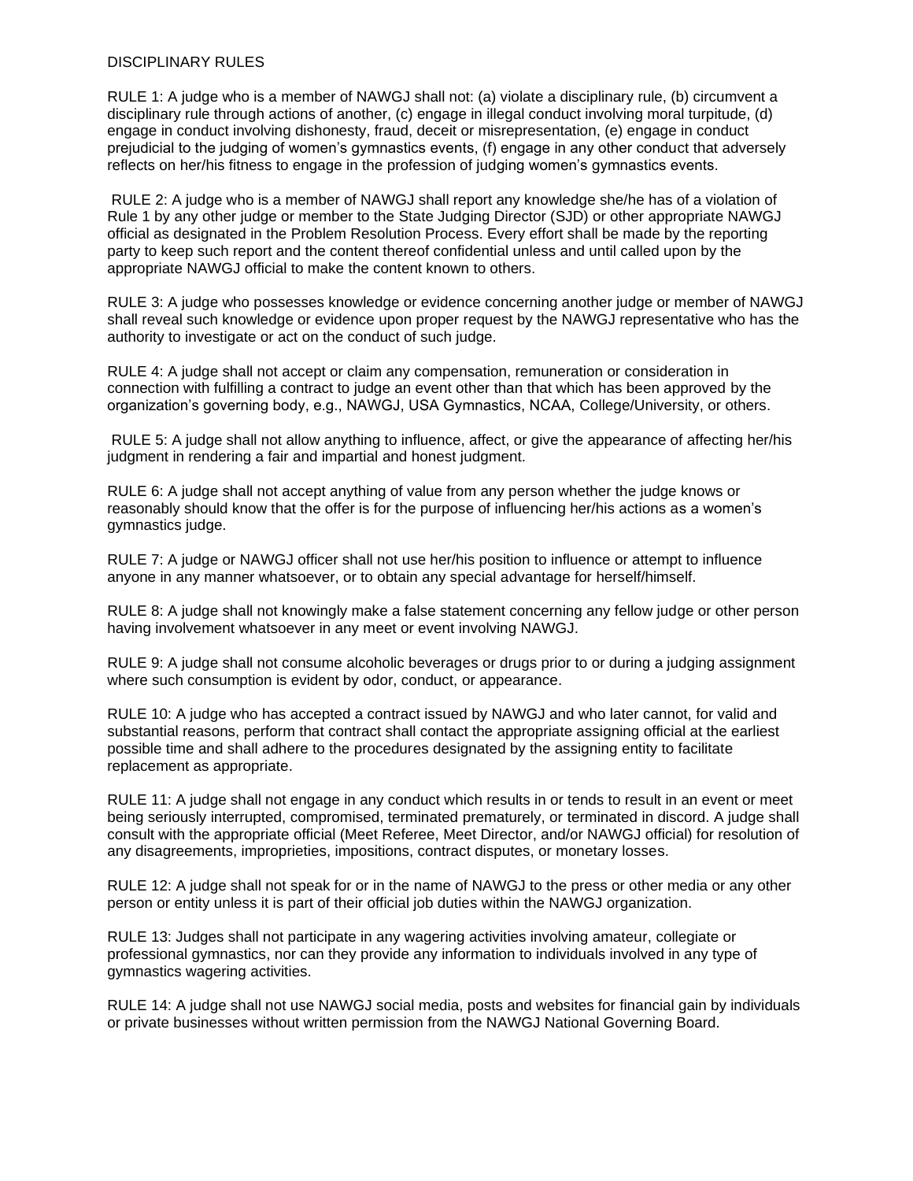## DISCIPLINARY RULES

RULE 1: A judge who is a member of NAWGJ shall not: (a) violate a disciplinary rule, (b) circumvent a disciplinary rule through actions of another, (c) engage in illegal conduct involving moral turpitude, (d) engage in conduct involving dishonesty, fraud, deceit or misrepresentation, (e) engage in conduct prejudicial to the judging of women's gymnastics events, (f) engage in any other conduct that adversely reflects on her/his fitness to engage in the profession of judging women's gymnastics events.

RULE 2: A judge who is a member of NAWGJ shall report any knowledge she/he has of a violation of Rule 1 by any other judge or member to the State Judging Director (SJD) or other appropriate NAWGJ official as designated in the Problem Resolution Process. Every effort shall be made by the reporting party to keep such report and the content thereof confidential unless and until called upon by the appropriate NAWGJ official to make the content known to others.

RULE 3: A judge who possesses knowledge or evidence concerning another judge or member of NAWGJ shall reveal such knowledge or evidence upon proper request by the NAWGJ representative who has the authority to investigate or act on the conduct of such judge.

RULE 4: A judge shall not accept or claim any compensation, remuneration or consideration in connection with fulfilling a contract to judge an event other than that which has been approved by the organization's governing body, e.g., NAWGJ, USA Gymnastics, NCAA, College/University, or others.

RULE 5: A judge shall not allow anything to influence, affect, or give the appearance of affecting her/his judgment in rendering a fair and impartial and honest judgment.

RULE 6: A judge shall not accept anything of value from any person whether the judge knows or reasonably should know that the offer is for the purpose of influencing her/his actions as a women's gymnastics judge.

RULE 7: A judge or NAWGJ officer shall not use her/his position to influence or attempt to influence anyone in any manner whatsoever, or to obtain any special advantage for herself/himself.

RULE 8: A judge shall not knowingly make a false statement concerning any fellow judge or other person having involvement whatsoever in any meet or event involving NAWGJ.

RULE 9: A judge shall not consume alcoholic beverages or drugs prior to or during a judging assignment where such consumption is evident by odor, conduct, or appearance.

RULE 10: A judge who has accepted a contract issued by NAWGJ and who later cannot, for valid and substantial reasons, perform that contract shall contact the appropriate assigning official at the earliest possible time and shall adhere to the procedures designated by the assigning entity to facilitate replacement as appropriate.

RULE 11: A judge shall not engage in any conduct which results in or tends to result in an event or meet being seriously interrupted, compromised, terminated prematurely, or terminated in discord. A judge shall consult with the appropriate official (Meet Referee, Meet Director, and/or NAWGJ official) for resolution of any disagreements, improprieties, impositions, contract disputes, or monetary losses.

RULE 12: A judge shall not speak for or in the name of NAWGJ to the press or other media or any other person or entity unless it is part of their official job duties within the NAWGJ organization.

RULE 13: Judges shall not participate in any wagering activities involving amateur, collegiate or professional gymnastics, nor can they provide any information to individuals involved in any type of gymnastics wagering activities.

RULE 14: A judge shall not use NAWGJ social media, posts and websites for financial gain by individuals or private businesses without written permission from the NAWGJ National Governing Board.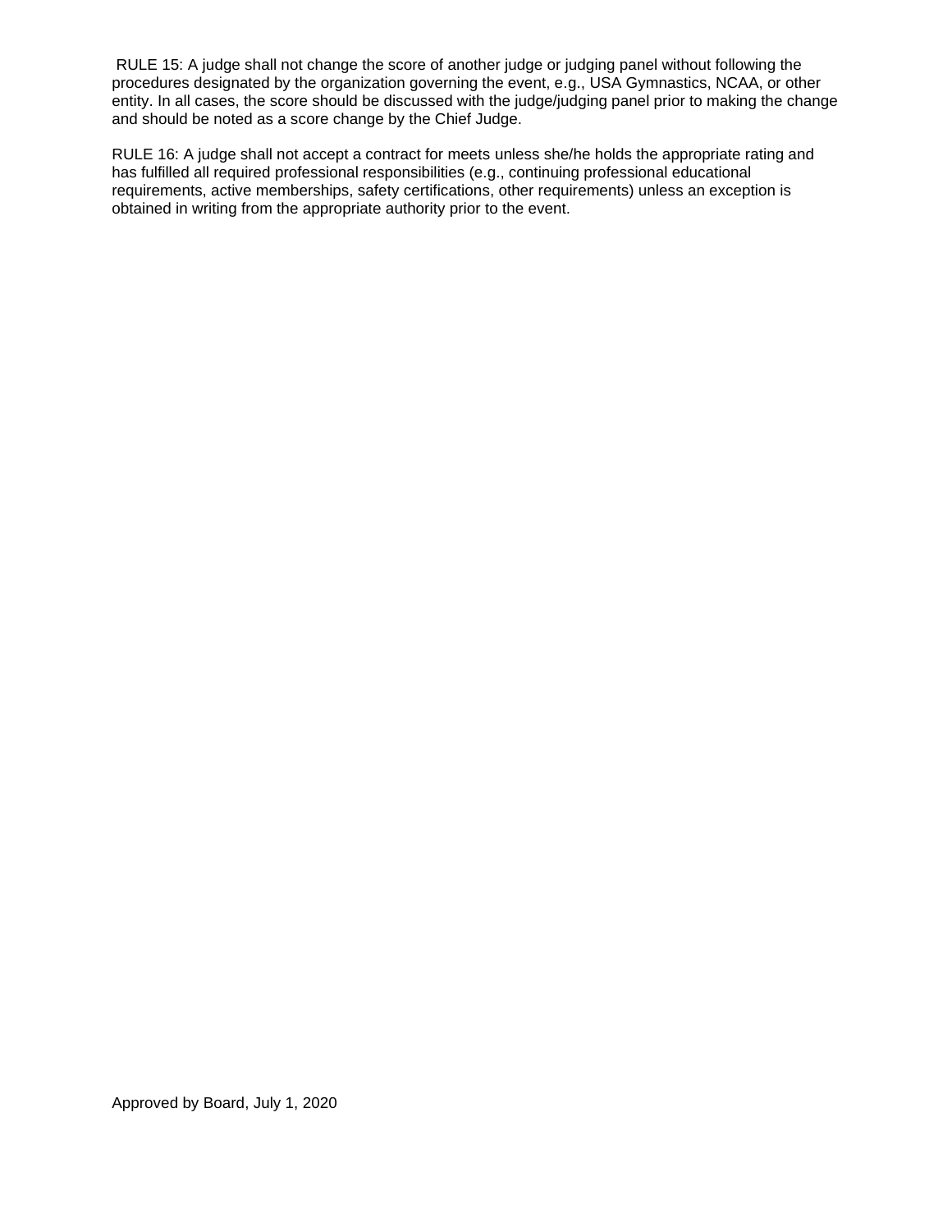RULE 15: A judge shall not change the score of another judge or judging panel without following the procedures designated by the organization governing the event, e.g., USA Gymnastics, NCAA, or other entity. In all cases, the score should be discussed with the judge/judging panel prior to making the change and should be noted as a score change by the Chief Judge.

RULE 16: A judge shall not accept a contract for meets unless she/he holds the appropriate rating and has fulfilled all required professional responsibilities (e.g., continuing professional educational requirements, active memberships, safety certifications, other requirements) unless an exception is obtained in writing from the appropriate authority prior to the event.

Approved by Board, July 1, 2020